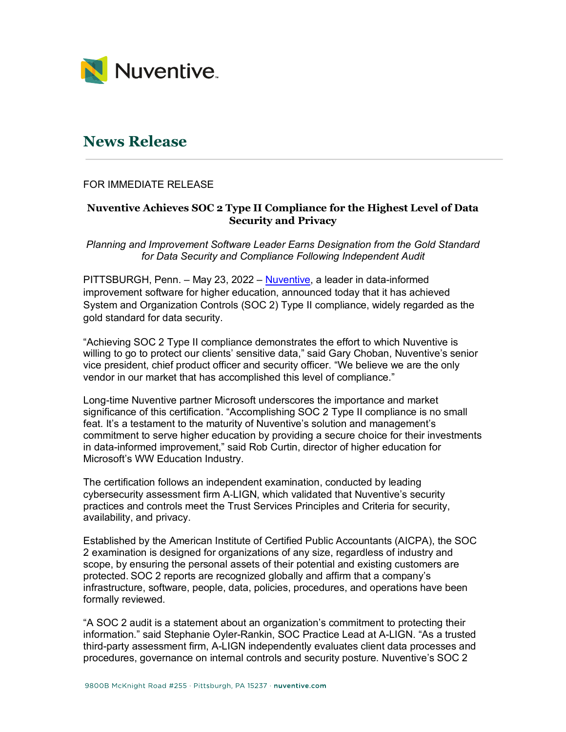Nuventive

# News Release

FOR IMMEDIATE RELEASE

## Nuventive Achieves SOC 2 Type II Compliance for the Highest Level of Data Security and Privacy

*Planning and Improvement Software Leader Earns Designation from the Gold Standard for Data Security and Compliance Following Independent Audit*

PITTSBURGH, Penn. – May 23, 2022 – Nuventive, a leader in data-informed improvement software for higher education, announced today that it has achieved System and Organization Controls (SOC 2) Type II compliance, widely regarded as the gold standard for data security.

"Achieving SOC 2 Type II compliance demonstrates the effort to which Nuventive is willing to go to protect our clients' sensitive data," said Gary Choban, Nuventive's senior vice president, chief product officer and security officer. "We believe we are the only vendor in our market that has accomplished this level of compliance."

Long-time Nuventive partner Microsoft underscores the importance and market significance of this certification. "Accomplishing SOC 2 Type II compliance is no small feat. It's a testament to the maturity of Nuventive's solution and management's commitment to serve higher education by providing a secure choice for their investments in data-informed improvement," said Rob Curtin, director of higher education for Microsoft's WW Education Industry.

The certification follows an independent examination, conducted by leading cybersecurity assessment firm A-LIGN, which validated that Nuventive's security practices and controls meet the Trust Services Principles and Criteria for security, availability, and privacy.

Established by the American Institute of Certified Public Accountants (AICPA), the SOC 2 examination is designed for organizations of any size, regardless of industry and scope, by ensuring the personal assets of their potential and existing customers are protected. SOC 2 reports are recognized globally and affirm that a company's infrastructure, software, people, data, policies, procedures, and operations have been formally reviewed.

"A SOC 2 audit is a statement about an organization's commitment to protecting their information." said Stephanie Oyler-Rankin, SOC Practice Lead at A-LIGN. "As a trusted third-party assessment firm, A-LIGN independently evaluates client data processes and procedures, governance on internal controls and security posture. Nuventive's SOC 2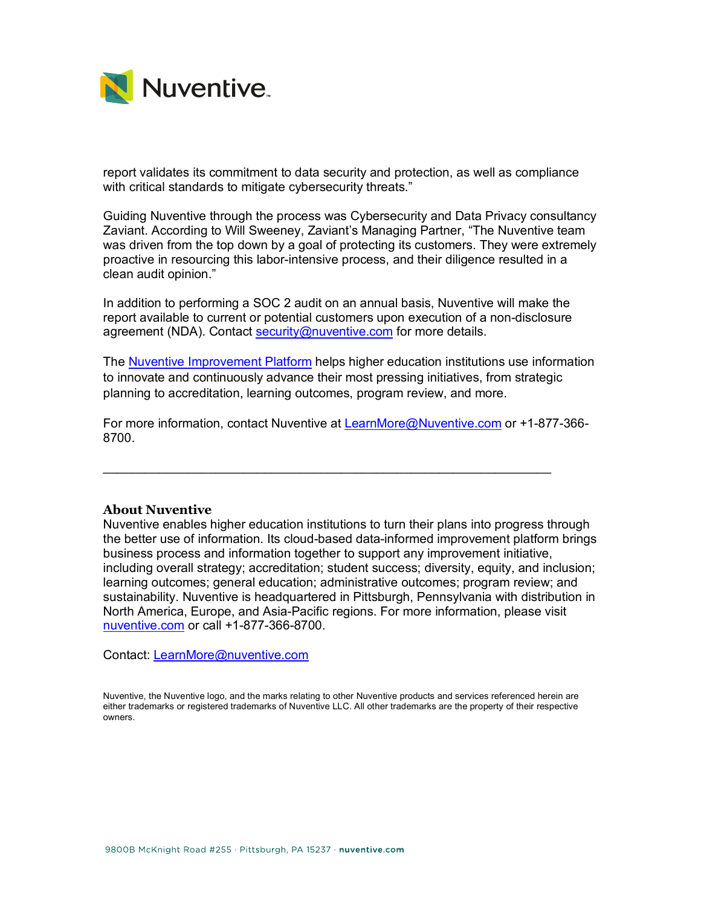report validates its commitment to data security and protection, as well as compliance with critical standards to mitigate cybersecurity threats."

Guiding Nuventive through the process was Cybersecurity and Data Privacy consultancy Zaviant. According to Will Sweeney, Zaviant's Managing Partner, "The Nuventive team was driven from the top down by a goal of protecting its customers. They were extremely proactive in resourcing this labor-intensive process, and their diligence resulted in a clean audit opinion."

In addition to performing a SOC 2 audit on an annual basis, Nuventive will make the report available to current or potential customers upon execution of a non-disclosure agreement (NDA). Contact security@nuventive.com for more details.

The Nuventive Improvement Platform helps higher education institutions use information to innovate and continuously advance their most pressing initiatives, from strategic planning to accreditation, learning outcomes, program review, and more.

For more information, contact Nuventive at LearnMore@Nuventive.com or +1-877-366-8700.

---

## About Nuventive

Nuventive enables higher education institutions to turn their plans into progress through the better use of information. Its cloud-based data-informed improvement platform brings business process and information together to support any improvement initiative, including overall strategy; accreditation; student success; diversity, equity, and inclusion; learning outcomes; general education; administrative outcomes; program review; and sustainability. Nuventive is headquartered in Pittsburgh, Pennsylvania with distribution in North America, Europe, and Asia-Pacific regions. For more information, please visit nuventive.com or call +1-877-366-8700.

Contact: LearnMore@nuventive.com

Nuventive, the Nuventive logo, and the marks relating to other Nuventive products and services referenced herein are either trademarks or registered trademarks of Nuventive LLC. All other trademarks are the property of their respective owners.